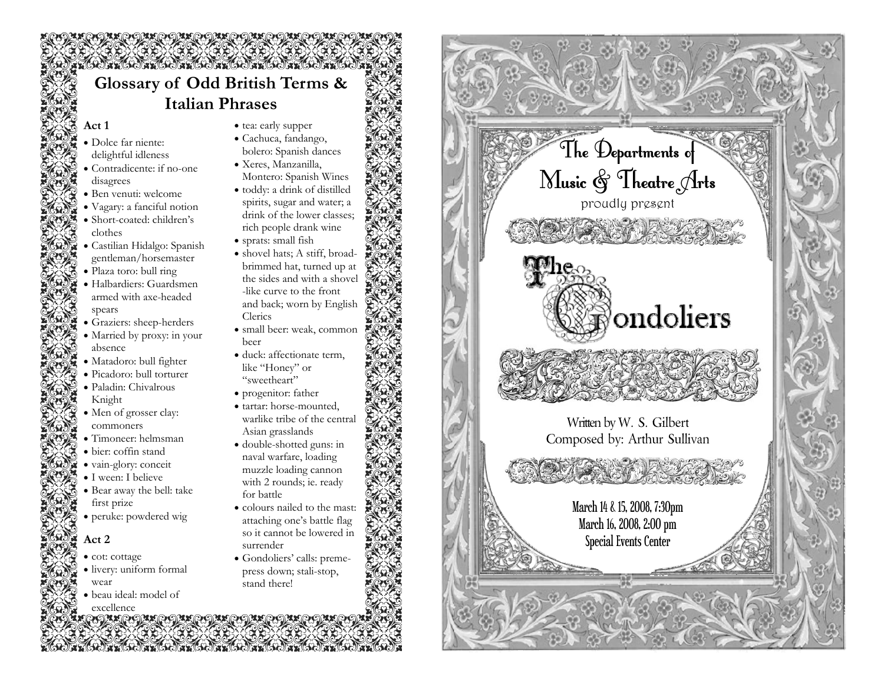## Glossary of Odd British Terms & Italian Phrases

### Act 1

- Dolce far niente: delightful idleness
- Contradicente: if no-one disagrees
- Ben venuti: welcome
- Vagary: a fanciful notion
- Short-coated: children's clothes
- Castilian Hidalgo: Spanish gentleman/horsemaster
- Plaza toro: bull ring
- Halbardiers: Guardsmen armed with axe-headed spears
- Graziers: sheep-herders
- Married by proxy: in your absence
- Matadoro: bull fighter
- Picadoro: bull torturer
- Paladin: Chivalrous Knight
- Men of grosser clay: commoners
- Timoneer: helmsman
- bier: coffin stand
- vain-glory: conceit
- I ween: I believe
- Bear away the bell: take first prize
- peruke: powdered wig

### Act 2

- cot: cottage
- livery: uniform formal wear
- beau ideal: model of excellence
- tea: early supper
- Cachuca, fandango, bolero: Spanish dances
- Xeres, Manzanilla, Montero: Spanish Wines
- toddy: a drink of distilled spirits, sugar and water; a drink of the lower classes; rich people drank wine
- sprats: small fish
- shovel hats; A stiff, broad-brimmed hat, turned up at the sides and with a shovel -like curve to the front and back; worn by English Clerics
- small beer: weak, common beer
- duck: affectionate term, like "Honey" or "sweetheart"
- progenitor: father
- tartar: horse-mounted, warlike tribe of the central Asian grasslands
- double-shotted guns: in naval warfare, loading muzzle loading cannon with 2 rounds; ie. ready for battle
- colours nailed to the mast: attaching one's battle flag so it cannot be lowered in surrender
- Gondoliers' calls: preme-press down; stali-stop, stand there!

The Departments of Music & Theatre Arts

proudly present

# The Gondoliers

Written by W. S. Gilbert

Composed by: Arthur Sullivan

March 14 & 15, 2008, 7:30pm

March 16, 2008, 2:00 pm

Special Events Center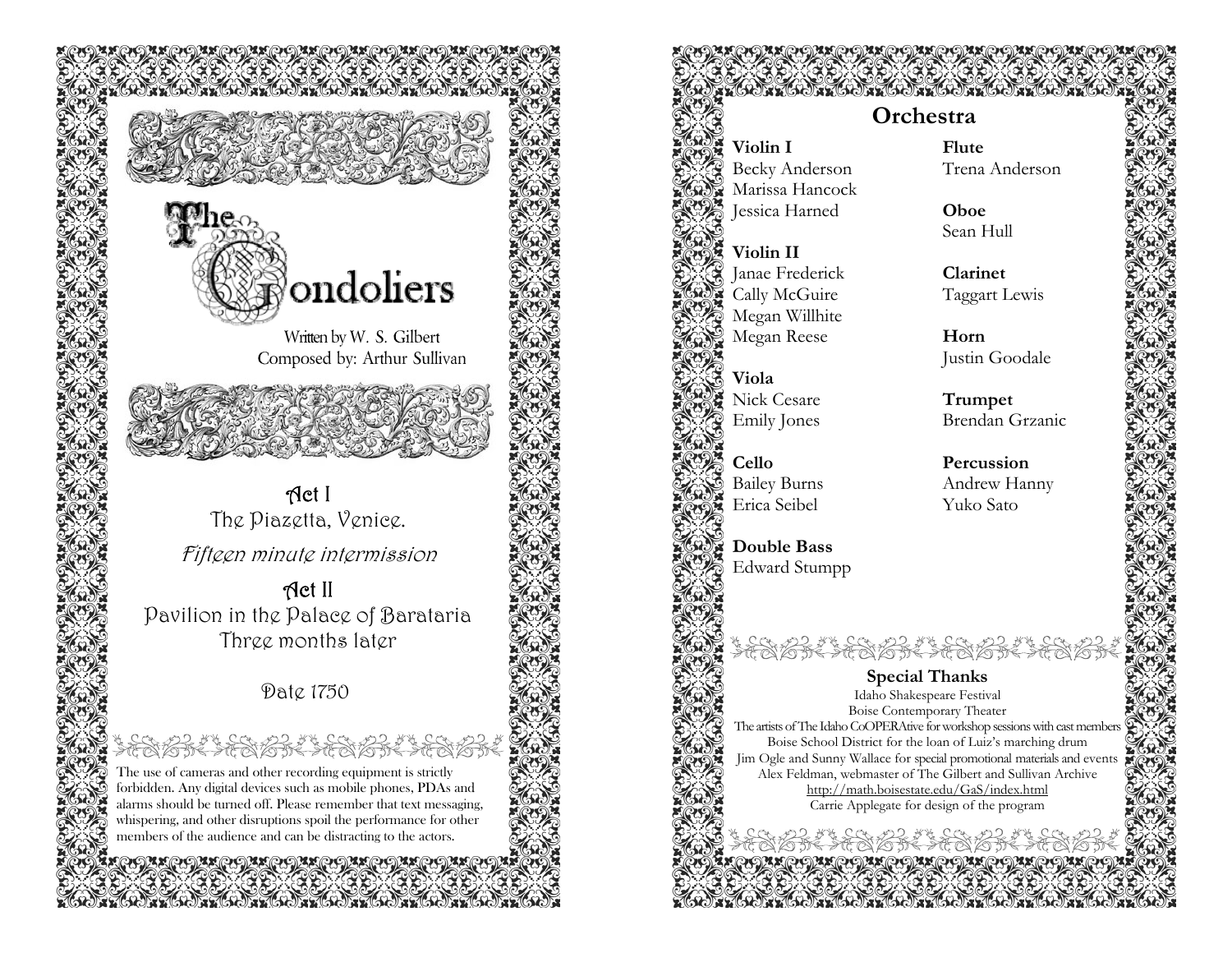# The Gondoliers

Written by W. S. Gilbert
Composed by: Arthur Sullivan

## Act I
The Piazetta, Venice.

*Fifteen minute intermission*

## Act II
Pavilion in the Palace of Barataria
Three months later

Date 1750

The use of cameras and other recording equipment is strictly forbidden. Any digital devices such as mobile phones, PDAs and alarms should be turned off. Please remember that text messaging, whispering, and other disruptions spoil the performance for other members of the audience and can be distracting to the actors.

## Orchestra

**Violin I**
Becky Anderson
Marissa Hancock
Jessica Harned

**Violin II**
Janae Frederick
Cally McGuire
Megan Willhite
Megan Reese

**Viola**
Nick Cesare
Emily Jones

**Cello**
Bailey Burns
Erica Seibel

**Double Bass**
Edward Stumpp

**Flute**
Trena Anderson

**Oboe**
Sean Hull

**Clarinet**
Taggart Lewis

**Horn**
Justin Goodale

**Trumpet**
Brendan Grzanic

**Percussion**
Andrew Hanny
Yuko Sato

### Special Thanks

Idaho Shakespeare Festival
Boise Contemporary Theater
The artists of The Idaho CoOPERAtive for workshop sessions with cast members
Boise School District for the loan of Luiz's marching drum
Jim Ogle and Sunny Wallace for special promotional materials and events
Alex Feldman, webmaster of The Gilbert and Sullivan Archive
http://math.boisestate.edu/GaS/index.html
Carrie Applegate for design of the program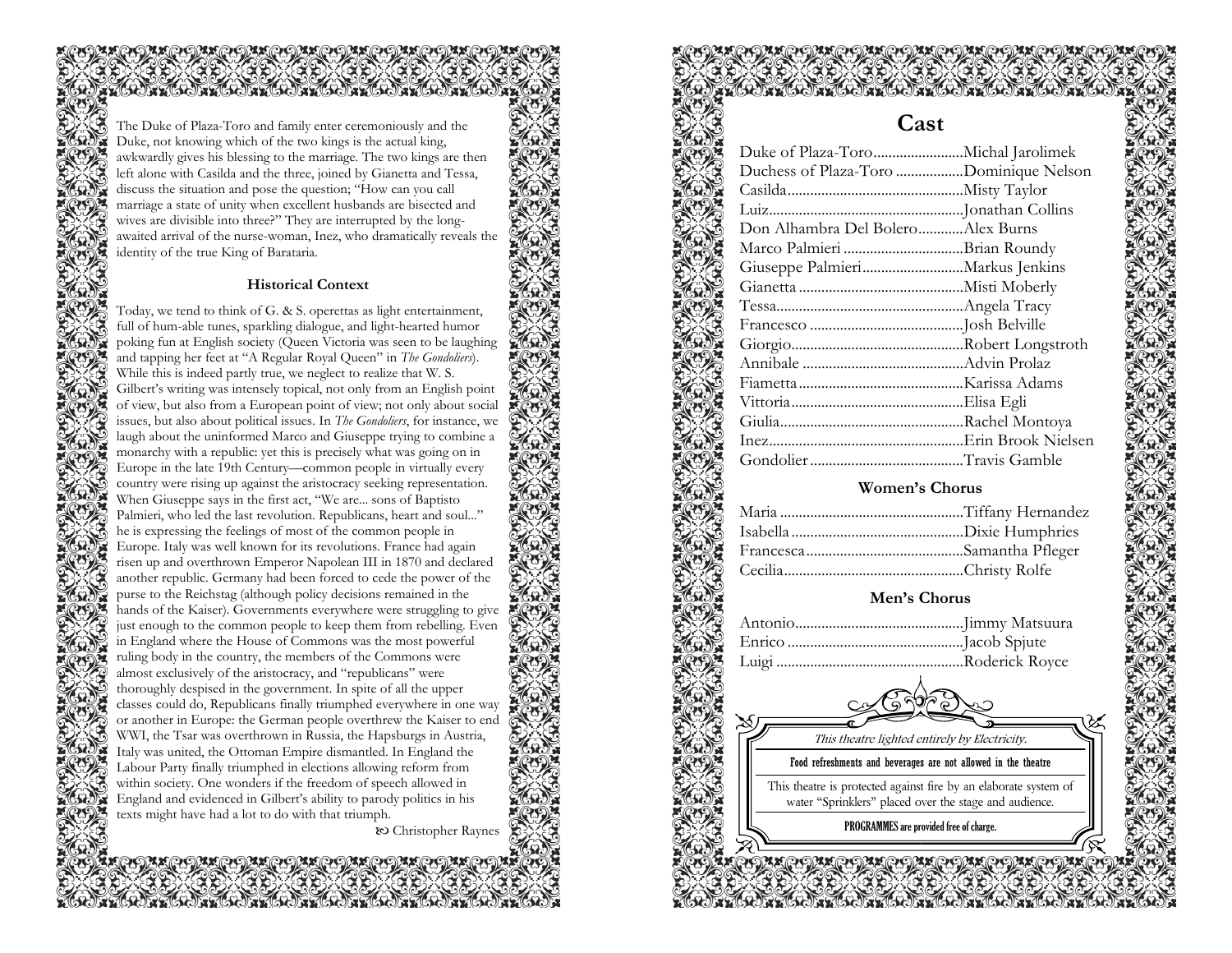The Duke of Plaza-Toro and family enter ceremoniously and the Duke, not knowing which of the two kings is the actual king, awkwardly gives his blessing to the marriage. The two kings are then left alone with Casilda and the three, joined by Gianetta and Tessa, discuss the situation and pose the question; "How can you call marriage a state of unity when excellent husbands are bisected and wives are divisible into three?" They are interrupted by the long-awaited arrival of the nurse-woman, Inez, who dramatically reveals the identity of the true King of Barataria.

### Historical Context

Today, we tend to think of G. & S. operettas as light entertainment, full of hum-able tunes, sparkling dialogue, and light-hearted humor poking fun at English society (Queen Victoria was seen to be laughing and tapping her feet at "A Regular Royal Queen" in *The Gondoliers*). While this is indeed partly true, we neglect to realize that W. S. Gilbert's writing was intensely topical, not only from an English point of view, but also from a European point of view; not only about social issues, but also about political issues. In *The Gondoliers*, for instance, we laugh about the uninformed Marco and Giuseppe trying to combine a monarchy with a republic: yet this is precisely what was going on in Europe in the late 19th Century—common people in virtually every country were rising up against the aristocracy seeking representation. When Giuseppe says in the first act, "We are... sons of Baptisto Palmieri, who led the last revolution. Republicans, heart and soul..." he is expressing the feelings of most of the common people in Europe. Italy was well known for its revolutions. France had again risen up and overthrown Emperor Napolean III in 1870 and declared another republic. Germany had been forced to cede the power of the purse to the Reichstag (although policy decisions remained in the hands of the Kaiser). Governments everywhere were struggling to give just enough to the common people to keep them from rebelling. Even in England where the House of Commons was the most powerful ruling body in the country, the members of the Commons were almost exclusively of the aristocracy, and "republicans" were thoroughly despised in the government. In spite of all the upper classes could do, Republicans finally triumphed everywhere in one way or another in Europe: the German people overthrew the Kaiser to end WWI, the Tsar was overthrown in Russia, the Hapsburgs in Austria, Italy was united, the Ottoman Empire dismantled. In England the Labour Party finally triumphed in elections allowing reform from within society. One wonders if the freedom of speech allowed in England and evidenced in Gilbert's ability to parody politics in his texts might have had a lot to do with that triumph.

Christopher Raynes

## Cast

| Role | Performer |
|---|---|
| Duke of Plaza-Toro | Michal Jarolimek |
| Duchess of Plaza-Toro | Dominique Nelson |
| Casilda | Misty Taylor |
| Luiz | Jonathan Collins |
| Don Alhambra Del Bolero | Alex Burns |
| Marco Palmieri | Brian Roundy |
| Giuseppe Palmieri | Markus Jenkins |
| Gianetta | Misti Moberly |
| Tessa | Angela Tracy |
| Francesco | Josh Belville |
| Giorgio | Robert Longstroth |
| Annibale | Advin Prolaz |
| Fiametta | Karissa Adams |
| Vittoria | Elisa Egli |
| Giulia | Rachel Montoya |
| Inez | Erin Brook Nielsen |
| Gondolier | Travis Gamble |

### Women's Chorus

| Role | Performer |
|---|---|
| Maria | Tiffany Hernandez |
| Isabella | Dixie Humphries |
| Francesca | Samantha Pfleger |
| Cecilia | Christy Rolfe |

### Men's Chorus

| Role | Performer |
|---|---|
| Antonio | Jimmy Matsuura |
| Enrico | Jacob Spjute |
| Luigi | Roderick Royce |

*This theatre lighted entirely by Electricity.*

**Food refreshments and beverages are not allowed in the theatre**

This theatre is protected against fire by an elaborate system of water "Sprinklers" placed over the stage and audience.

**PROGRAMMES are provided free of charge.**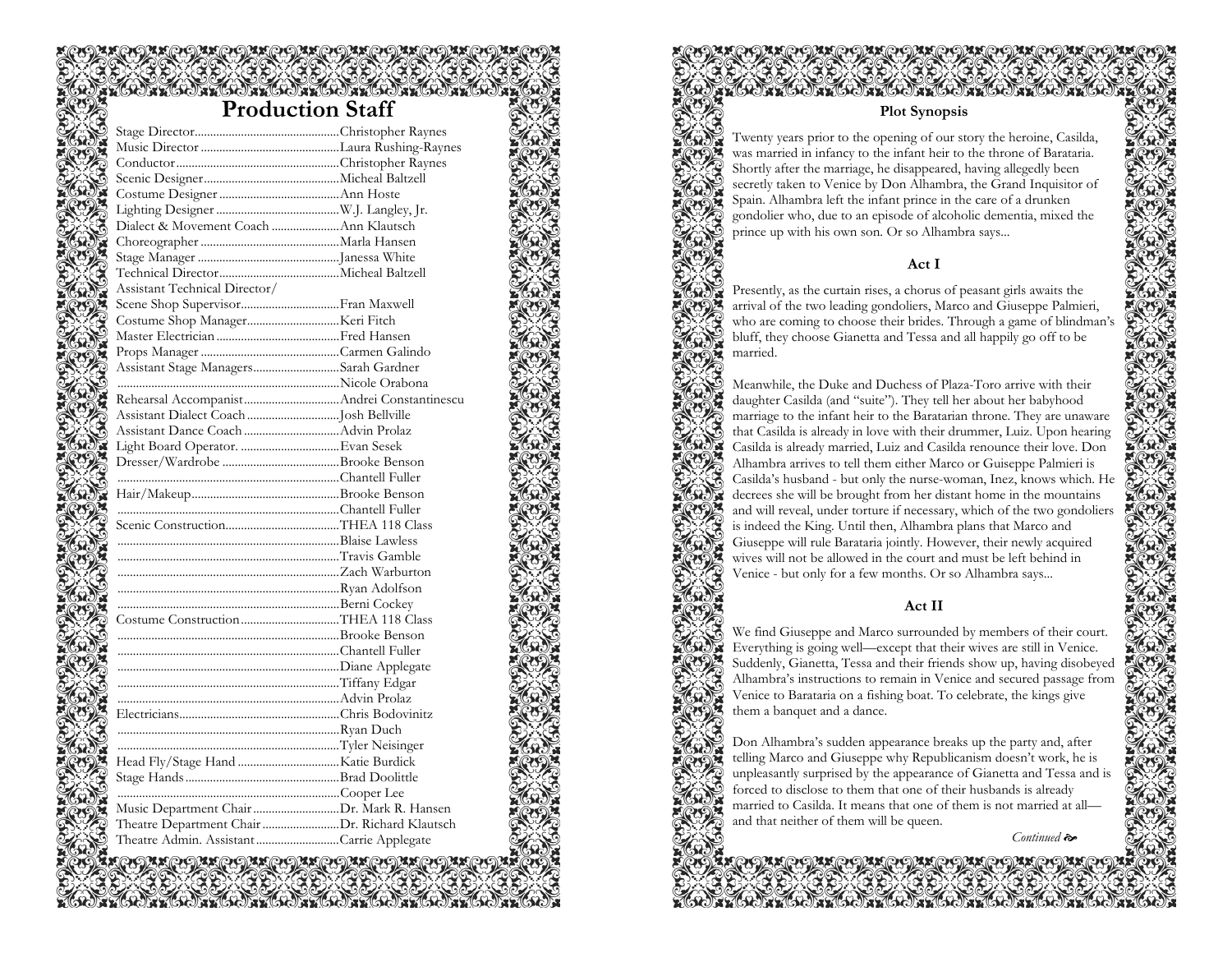# Production Staff

| | |
|---|---|
| Stage Director | Christopher Raynes |
| Music Director | Laura Rushing-Raynes |
| Conductor | Christopher Raynes |
| Scenic Designer | Micheal Baltzell |
| Costume Designer | Ann Hoste |
| Lighting Designer | W.J. Langley, Jr. |
| Dialect & Movement Coach | Ann Klautsch |
| Choreographer | Marla Hansen |
| Stage Manager | Janessa White |
| Technical Director | Micheal Baltzell |
| Assistant Technical Director/ | |
| Scene Shop Supervisor | Fran Maxwell |
| Costume Shop Manager | Keri Fitch |
| Master Electrician | Fred Hansen |
| Props Manager | Carmen Galindo |
| Assistant Stage Managers | Sarah Gardner |
| | Nicole Orabona |
| Rehearsal Accompanist | Andrei Constantinescu |
| Assistant Dialect Coach | Josh Bellville |
| Assistant Dance Coach | Advin Prolaz |
| Light Board Operator. | Evan Sesek |
| Dresser/Wardrobe | Brooke Benson |
| | Chantell Fuller |
| Hair/Makeup | Brooke Benson |
| | Chantell Fuller |
| Scenic Construction | THEA 118 Class |
| | Blaise Lawless |
| | Travis Gamble |
| | Zach Warburton |
| | Ryan Adolfson |
| | Berni Cockey |
| Costume Construction | THEA 118 Class |
| | Brooke Benson |
| | Chantell Fuller |
| | Diane Applegate |
| | Tiffany Edgar |
| | Advin Prolaz |
| Electricians | Chris Bodovinitz |
| | Ryan Duch |
| | Tyler Neisinger |
| Head Fly/Stage Hand | Katie Burdick |
| Stage Hands | Brad Doolittle |
| | Cooper Lee |
| Music Department Chair | Dr. Mark R. Hansen |
| Theatre Department Chair | Dr. Richard Klautsch |
| Theatre Admin. Assistant | Carrie Applegate |

## Plot Synopsis

Twenty years prior to the opening of our story the heroine, Casilda, was married in infancy to the infant heir to the throne of Barataria. Shortly after the marriage, he disappeared, having allegedly been secretly taken to Venice by Don Alhambra, the Grand Inquisitor of Spain. Alhambra left the infant prince in the care of a drunken gondolier who, due to an episode of alcoholic dementia, mixed the prince up with his own son. Or so Alhambra says...

### Act I

Presently, as the curtain rises, a chorus of peasant girls awaits the arrival of the two leading gondoliers, Marco and Giuseppe Palmieri, who are coming to choose their brides. Through a game of blindman's bluff, they choose Gianetta and Tessa and all happily go off to be married.

Meanwhile, the Duke and Duchess of Plaza-Toro arrive with their daughter Casilda (and "suite"). They tell her about her babyhood marriage to the infant heir to the Baratarian throne. They are unaware that Casilda is already in love with their drummer, Luiz. Upon hearing Casilda is already married, Luiz and Casilda renounce their love. Don Alhambra arrives to tell them either Marco or Guiseppe Palmieri is Casilda's husband - but only the nurse-woman, Inez, knows which. He decrees she will be brought from her distant home in the mountains and will reveal, under torture if necessary, which of the two gondoliers is indeed the King. Until then, Alhambra plans that Marco and Giuseppe will rule Barataria jointly. However, their newly acquired wives will not be allowed in the court and must be left behind in Venice - but only for a few months. Or so Alhambra says...

### Act II

We find Giuseppe and Marco surrounded by members of their court. Everything is going well—except that their wives are still in Venice. Suddenly, Gianetta, Tessa and their friends show up, having disobeyed Alhambra's instructions to remain in Venice and secured passage from Venice to Barataria on a fishing boat. To celebrate, the kings give them a banquet and a dance.

Don Alhambra's sudden appearance breaks up the party and, after telling Marco and Giuseppe why Republicanism doesn't work, he is unpleasantly surprised by the appearance of Gianetta and Tessa and is forced to disclose to them that one of their husbands is already married to Casilda. It means that one of them is not married at all—and that neither of them will be queen.

*Continued* ❧